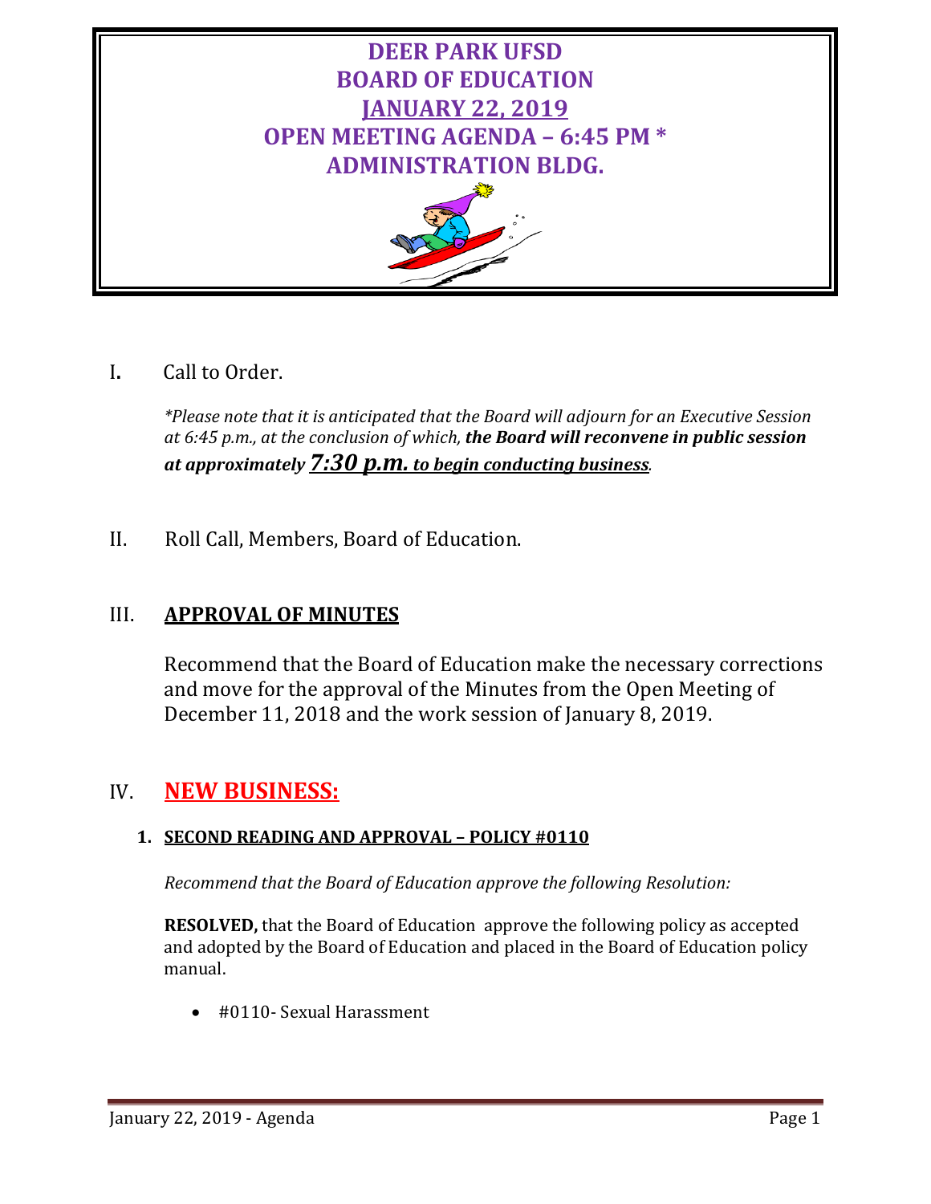# DEER PARK UFSD
# BOARD OF EDUCATION
# JANUARY 22, 2019
# OPEN MEETING AGENDA – 6:45 PM *
# ADMINISTRATION BLDG.

I. Call to Order.

*\*Please note that it is anticipated that the Board will adjourn for an Executive Session at 6:45 p.m., at the conclusion of which,* ***the Board will reconvene in public session at approximately*** ***<u>7:30 p.m. to begin conducting business</u>****.*

II. Roll Call, Members, Board of Education.

## III. <u>APPROVAL OF MINUTES</u>

Recommend that the Board of Education make the necessary corrections and move for the approval of the Minutes from the Open Meeting of December 11, 2018 and the work session of January 8, 2019.

## IV. <u>NEW BUSINESS:</u>

### 1. <u>SECOND READING AND APPROVAL – POLICY #0110</u>

*Recommend that the Board of Education approve the following Resolution:*

**RESOLVED,** that the Board of Education approve the following policy as accepted and adopted by the Board of Education and placed in the Board of Education policy manual.

- #0110- Sexual Harassment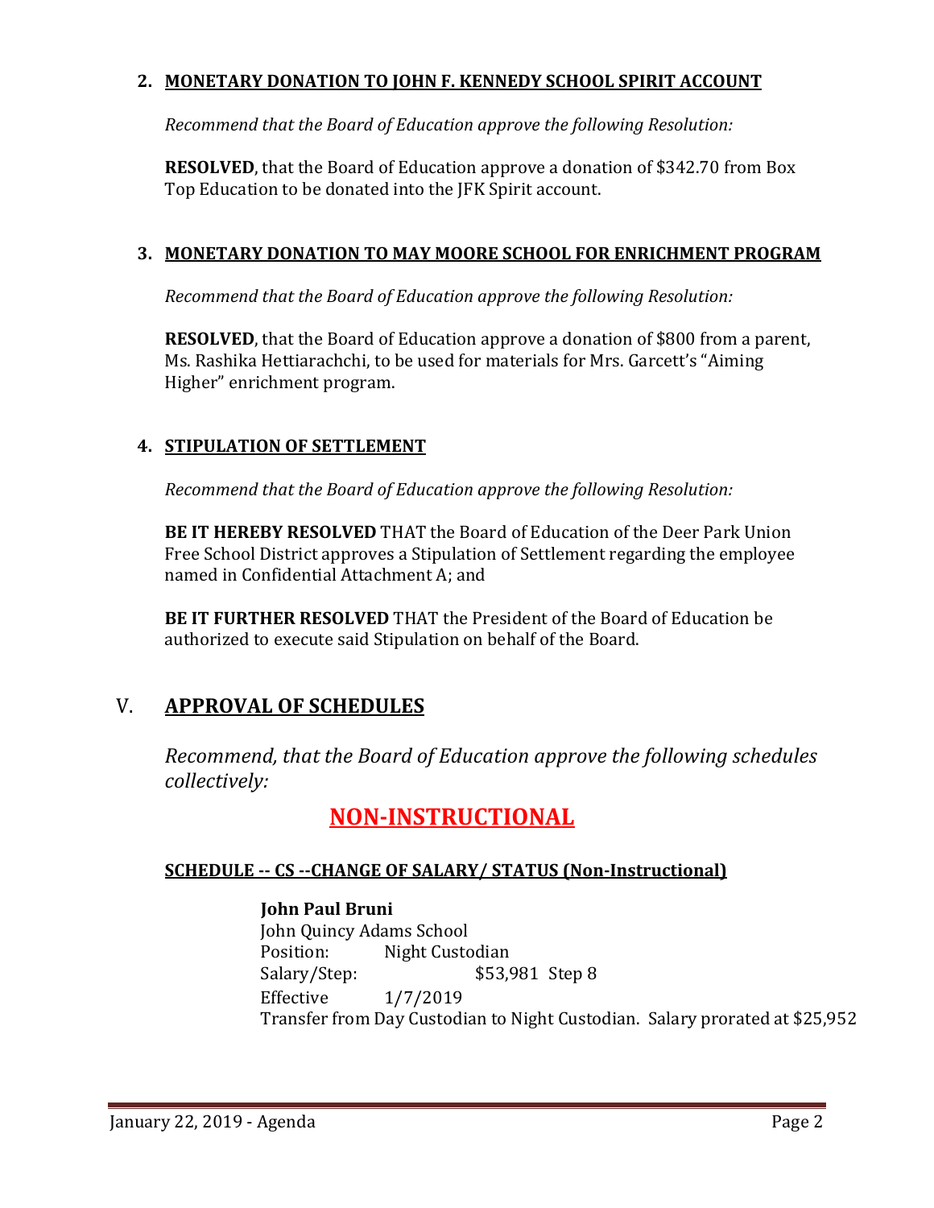**2. MONETARY DONATION TO JOHN F. KENNEDY SCHOOL SPIRIT ACCOUNT**

*Recommend that the Board of Education approve the following Resolution:*

**RESOLVED**, that the Board of Education approve a donation of $342.70 from Box Top Education to be donated into the JFK Spirit account.

**3. MONETARY DONATION TO MAY MOORE SCHOOL FOR ENRICHMENT PROGRAM**

*Recommend that the Board of Education approve the following Resolution:*

**RESOLVED**, that the Board of Education approve a donation of $800 from a parent, Ms. Rashika Hettiarachchi, to be used for materials for Mrs. Garcett's "Aiming Higher" enrichment program.

**4. STIPULATION OF SETTLEMENT**

*Recommend that the Board of Education approve the following Resolution:*

**BE IT HEREBY RESOLVED** THAT the Board of Education of the Deer Park Union Free School District approves a Stipulation of Settlement regarding the employee named in Confidential Attachment A; and

**BE IT FURTHER RESOLVED** THAT the President of the Board of Education be authorized to execute said Stipulation on behalf of the Board.

# V. APPROVAL OF SCHEDULES

*Recommend, that the Board of Education approve the following schedules collectively:*

## NON-INSTRUCTIONAL

**SCHEDULE -- CS --CHANGE OF SALARY/ STATUS (Non-Instructional)**

**John Paul Bruni**
John Quincy Adams School
Position: Night Custodian
Salary/Step: $53,981 Step 8
Effective 1/7/2019
Transfer from Day Custodian to Night Custodian. Salary prorated at $25,952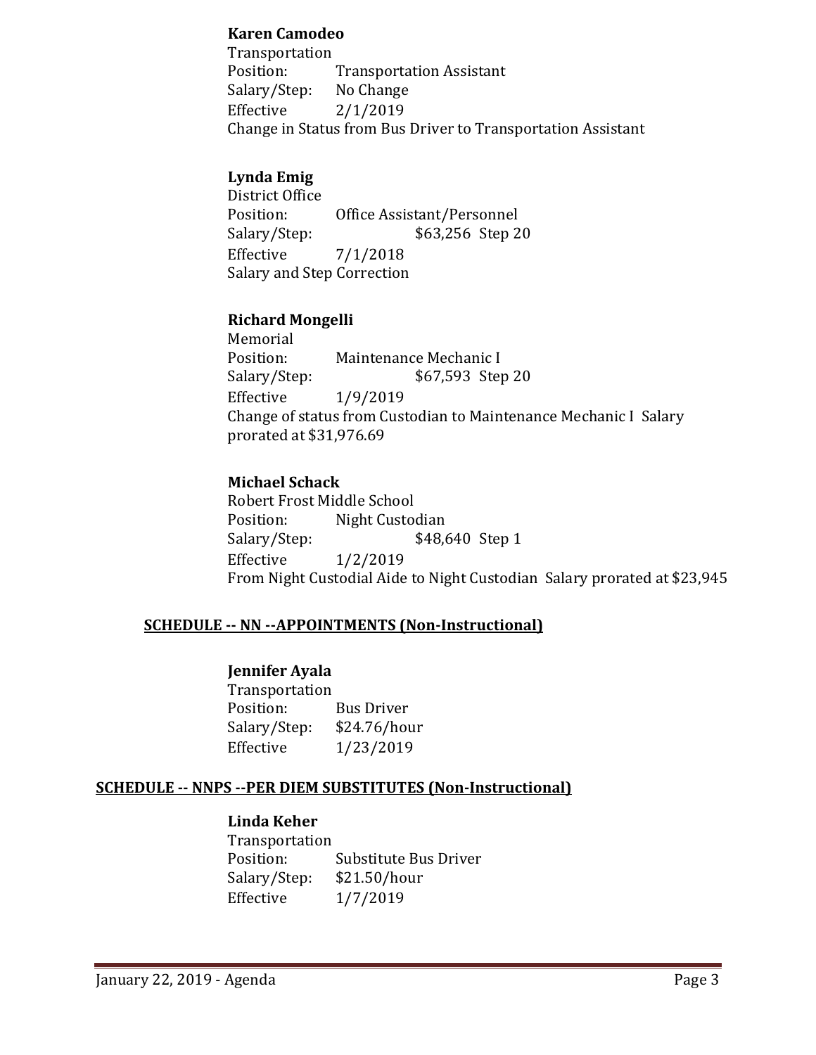**Karen Camodeo**
Transportation
Position: Transportation Assistant
Salary/Step: No Change
Effective 2/1/2019
Change in Status from Bus Driver to Transportation Assistant

**Lynda Emig**
District Office
Position: Office Assistant/Personnel
Salary/Step: $63,256 Step 20
Effective 7/1/2018
Salary and Step Correction

**Richard Mongelli**
Memorial
Position: Maintenance Mechanic I
Salary/Step: $67,593 Step 20
Effective 1/9/2019
Change of status from Custodian to Maintenance Mechanic I Salary prorated at $31,976.69

**Michael Schack**
Robert Frost Middle School
Position: Night Custodian
Salary/Step: $48,640 Step 1
Effective 1/2/2019
From Night Custodial Aide to Night Custodian Salary prorated at $23,945

## SCHEDULE -- NN --APPOINTMENTS (Non-Instructional)

**Jennifer Ayala**
Transportation
Position: Bus Driver
Salary/Step: $24.76/hour
Effective 1/23/2019

## SCHEDULE -- NNPS --PER DIEM SUBSTITUTES (Non-Instructional)

**Linda Keher**
Transportation
Position: Substitute Bus Driver
Salary/Step: $21.50/hour
Effective 1/7/2019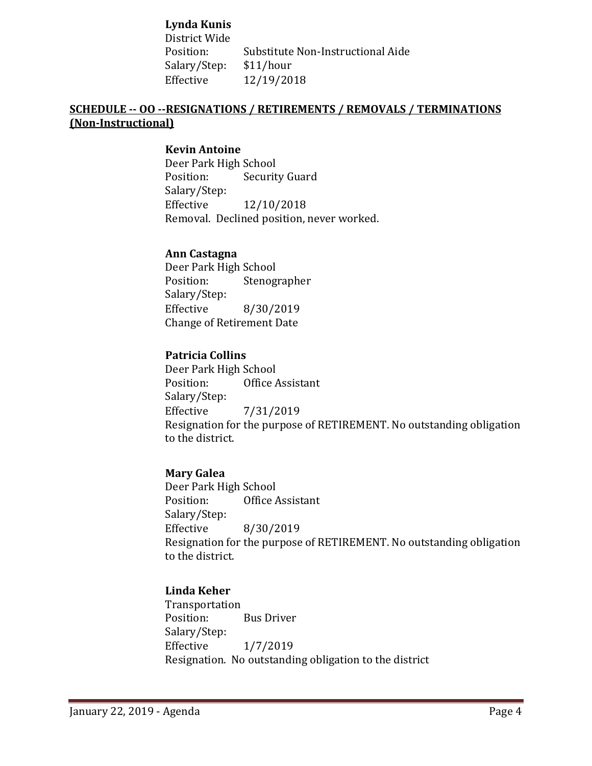**Lynda Kunis**
District Wide
Position: Substitute Non-Instructional Aide
Salary/Step: $11/hour
Effective 12/19/2018

## SCHEDULE -- OO --RESIGNATIONS / RETIREMENTS / REMOVALS / TERMINATIONS (Non-Instructional)

**Kevin Antoine**
Deer Park High School
Position: Security Guard
Salary/Step:
Effective 12/10/2018
Removal. Declined position, never worked.

**Ann Castagna**
Deer Park High School
Position: Stenographer
Salary/Step:
Effective 8/30/2019
Change of Retirement Date

**Patricia Collins**
Deer Park High School
Position: Office Assistant
Salary/Step:
Effective 7/31/2019
Resignation for the purpose of RETIREMENT. No outstanding obligation to the district.

**Mary Galea**
Deer Park High School
Position: Office Assistant
Salary/Step:
Effective 8/30/2019
Resignation for the purpose of RETIREMENT. No outstanding obligation to the district.

**Linda Keher**
Transportation
Position: Bus Driver
Salary/Step:
Effective 1/7/2019
Resignation. No outstanding obligation to the district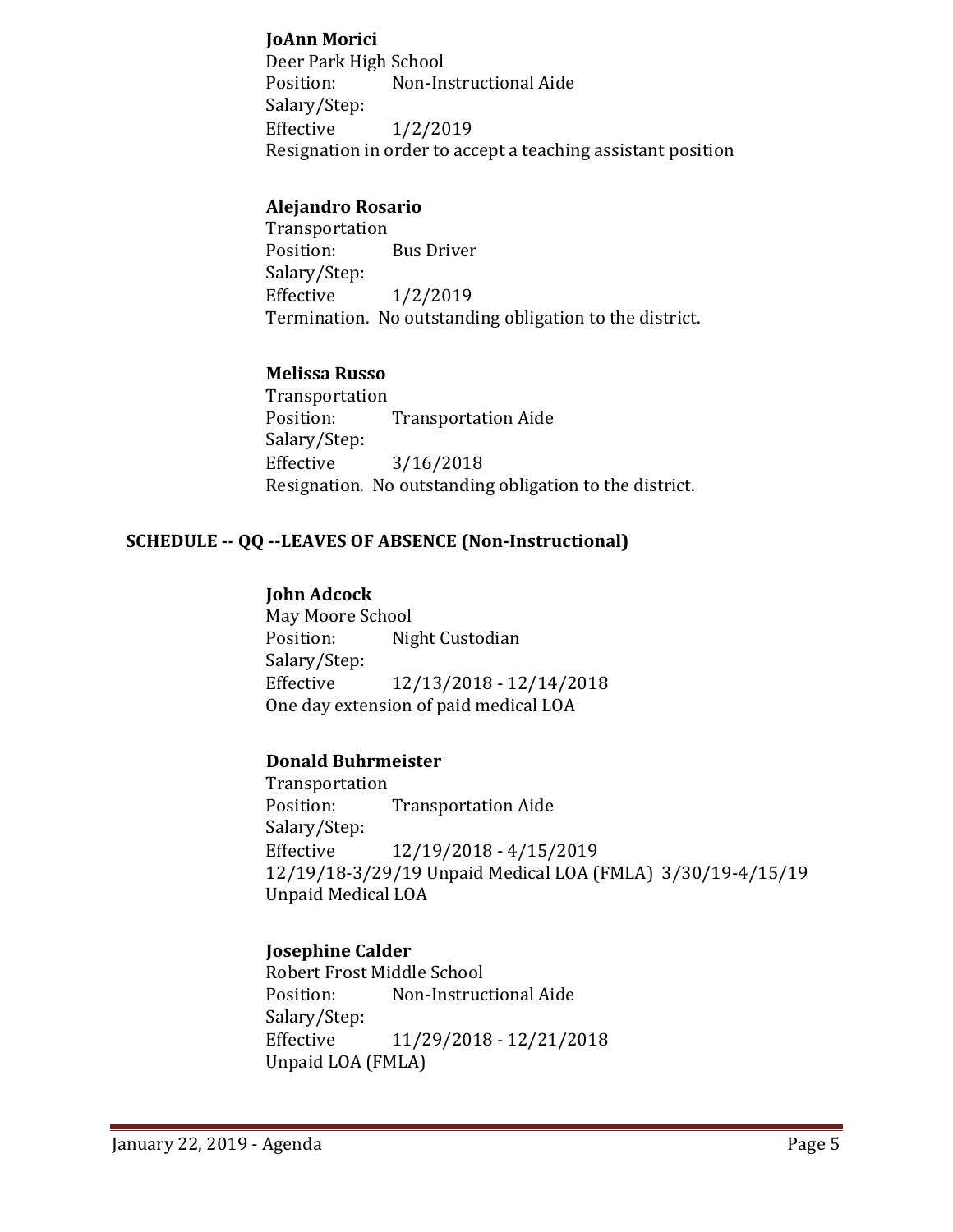**JoAnn Morici**
Deer Park High School
Position: Non-Instructional Aide
Salary/Step:
Effective 1/2/2019
Resignation in order to accept a teaching assistant position

**Alejandro Rosario**
Transportation
Position: Bus Driver
Salary/Step:
Effective 1/2/2019
Termination. No outstanding obligation to the district.

**Melissa Russo**
Transportation
Position: Transportation Aide
Salary/Step:
Effective 3/16/2018
Resignation. No outstanding obligation to the district.

## SCHEDULE -- QQ --LEAVES OF ABSENCE (Non-Instructional)

**John Adcock**
May Moore School
Position: Night Custodian
Salary/Step:
Effective 12/13/2018 - 12/14/2018
One day extension of paid medical LOA

**Donald Buhrmeister**
Transportation
Position: Transportation Aide
Salary/Step:
Effective 12/19/2018 - 4/15/2019
12/19/18-3/29/19 Unpaid Medical LOA (FMLA) 3/30/19-4/15/19 Unpaid Medical LOA

**Josephine Calder**
Robert Frost Middle School
Position: Non-Instructional Aide
Salary/Step:
Effective 11/29/2018 - 12/21/2018
Unpaid LOA (FMLA)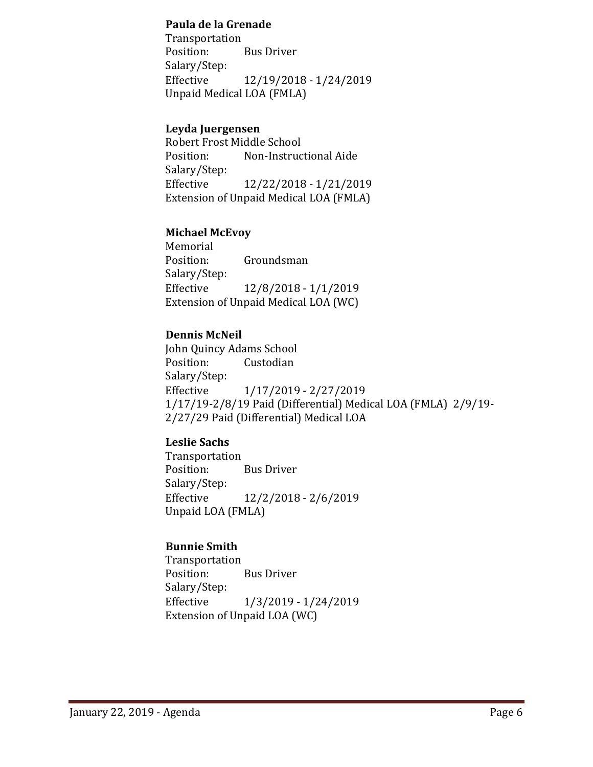**Paula de la Grenade**
Transportation
Position: Bus Driver
Salary/Step:
Effective 12/19/2018 - 1/24/2019
Unpaid Medical LOA (FMLA)

**Leyda Juergensen**
Robert Frost Middle School
Position: Non-Instructional Aide
Salary/Step:
Effective 12/22/2018 - 1/21/2019
Extension of Unpaid Medical LOA (FMLA)

**Michael McEvoy**
Memorial
Position: Groundsman
Salary/Step:
Effective 12/8/2018 - 1/1/2019
Extension of Unpaid Medical LOA (WC)

**Dennis McNeil**
John Quincy Adams School
Position: Custodian
Salary/Step:
Effective 1/17/2019 - 2/27/2019
1/17/19-2/8/19 Paid (Differential) Medical LOA (FMLA) 2/9/19-2/27/29 Paid (Differential) Medical LOA

**Leslie Sachs**
Transportation
Position: Bus Driver
Salary/Step:
Effective 12/2/2018 - 2/6/2019
Unpaid LOA (FMLA)

**Bunnie Smith**
Transportation
Position: Bus Driver
Salary/Step:
Effective 1/3/2019 - 1/24/2019
Extension of Unpaid LOA (WC)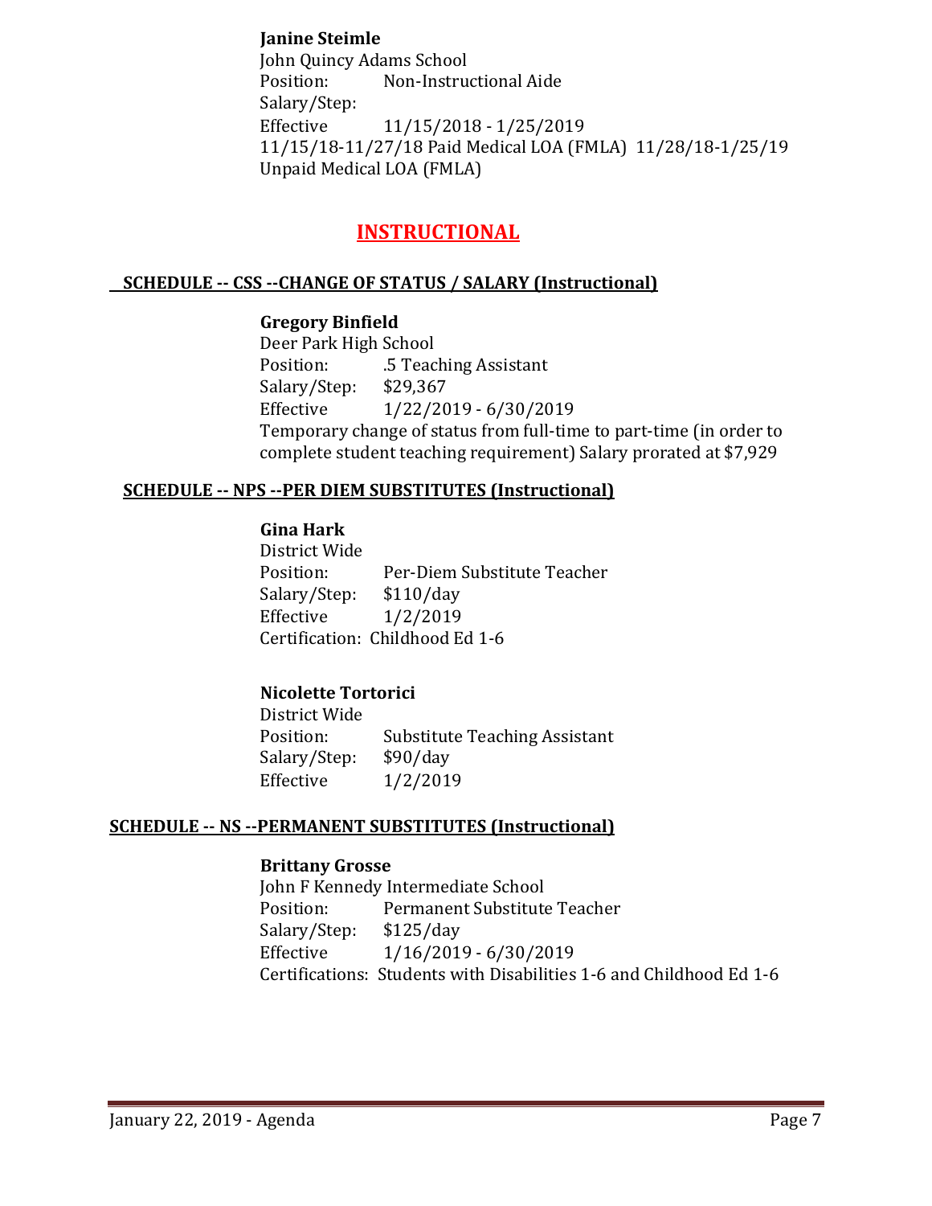**Janine Steimle**
John Quincy Adams School
Position: Non-Instructional Aide
Salary/Step:
Effective 11/15/2018 - 1/25/2019
11/15/18-11/27/18 Paid Medical LOA (FMLA) 11/28/18-1/25/19 Unpaid Medical LOA (FMLA)

## INSTRUCTIONAL

### SCHEDULE -- CSS --CHANGE OF STATUS / SALARY (Instructional)

**Gregory Binfield**
Deer Park High School
Position: .5 Teaching Assistant
Salary/Step: $29,367
Effective 1/22/2019 - 6/30/2019
Temporary change of status from full-time to part-time (in order to complete student teaching requirement) Salary prorated at $7,929

### SCHEDULE -- NPS --PER DIEM SUBSTITUTES (Instructional)

**Gina Hark**
District Wide
Position: Per-Diem Substitute Teacher
Salary/Step: $110/day
Effective 1/2/2019
Certification: Childhood Ed 1-6

**Nicolette Tortorici**
District Wide
Position: Substitute Teaching Assistant
Salary/Step: $90/day
Effective 1/2/2019

### SCHEDULE -- NS --PERMANENT SUBSTITUTES (Instructional)

**Brittany Grosse**
John F Kennedy Intermediate School
Position: Permanent Substitute Teacher
Salary/Step: $125/day
Effective 1/16/2019 - 6/30/2019
Certifications: Students with Disabilities 1-6 and Childhood Ed 1-6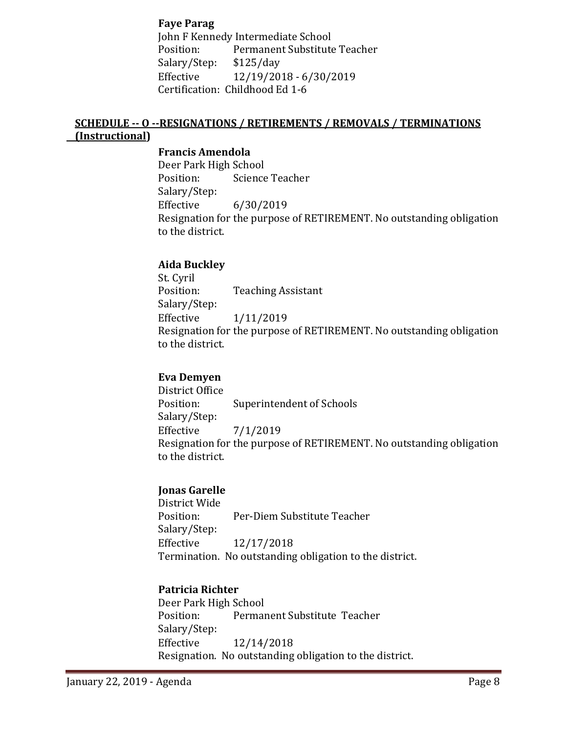**Faye Parag**
John F Kennedy Intermediate School
Position: Permanent Substitute Teacher
Salary/Step: $125/day
Effective 12/19/2018 - 6/30/2019
Certification: Childhood Ed 1-6

## SCHEDULE -- O --RESIGNATIONS / RETIREMENTS / REMOVALS / TERMINATIONS (Instructional)

**Francis Amendola**
Deer Park High School
Position: Science Teacher
Salary/Step:
Effective 6/30/2019
Resignation for the purpose of RETIREMENT. No outstanding obligation to the district.

**Aida Buckley**
St. Cyril
Position: Teaching Assistant
Salary/Step:
Effective 1/11/2019
Resignation for the purpose of RETIREMENT. No outstanding obligation to the district.

**Eva Demyen**
District Office
Position: Superintendent of Schools
Salary/Step:
Effective 7/1/2019
Resignation for the purpose of RETIREMENT. No outstanding obligation to the district.

**Jonas Garelle**
District Wide
Position: Per-Diem Substitute Teacher
Salary/Step:
Effective 12/17/2018
Termination. No outstanding obligation to the district.

**Patricia Richter**
Deer Park High School
Position: Permanent Substitute Teacher
Salary/Step:
Effective 12/14/2018
Resignation. No outstanding obligation to the district.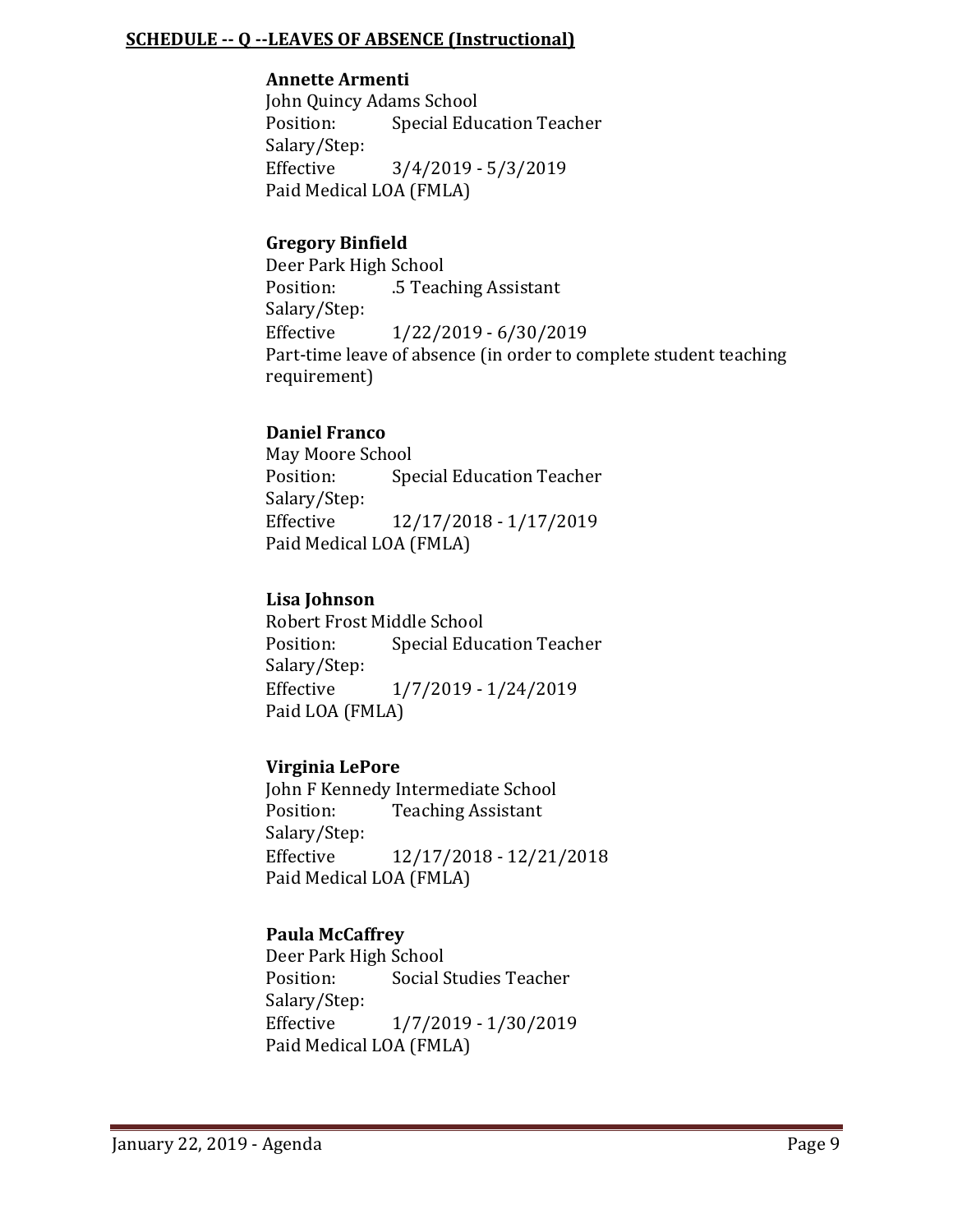**SCHEDULE -- Q --LEAVES OF ABSENCE (Instructional)**

**Annette Armenti**
John Quincy Adams School
Position: Special Education Teacher
Salary/Step:
Effective 3/4/2019 - 5/3/2019
Paid Medical LOA (FMLA)

**Gregory Binfield**
Deer Park High School
Position: .5 Teaching Assistant
Salary/Step:
Effective 1/22/2019 - 6/30/2019
Part-time leave of absence (in order to complete student teaching requirement)

**Daniel Franco**
May Moore School
Position: Special Education Teacher
Salary/Step:
Effective 12/17/2018 - 1/17/2019
Paid Medical LOA (FMLA)

**Lisa Johnson**
Robert Frost Middle School
Position: Special Education Teacher
Salary/Step:
Effective 1/7/2019 - 1/24/2019
Paid LOA (FMLA)

**Virginia LePore**
John F Kennedy Intermediate School
Position: Teaching Assistant
Salary/Step:
Effective 12/17/2018 - 12/21/2018
Paid Medical LOA (FMLA)

**Paula McCaffrey**
Deer Park High School
Position: Social Studies Teacher
Salary/Step:
Effective 1/7/2019 - 1/30/2019
Paid Medical LOA (FMLA)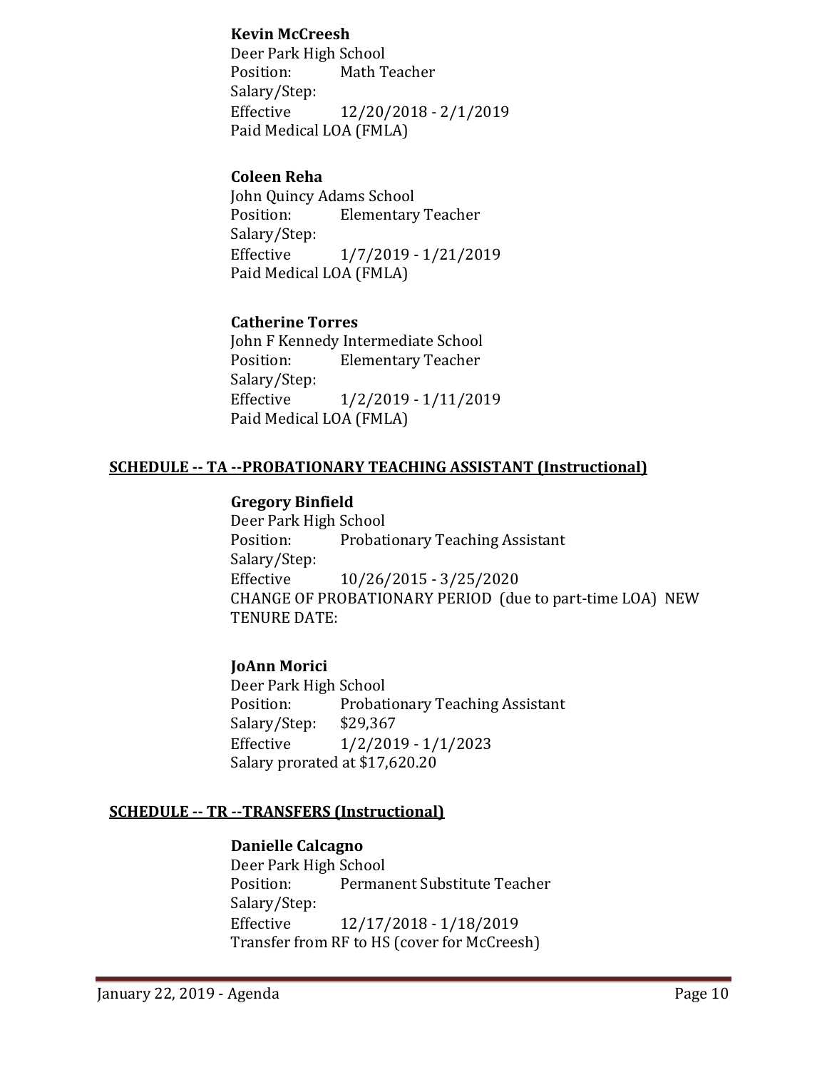**Kevin McCreesh**
Deer Park High School
Position: Math Teacher
Salary/Step:
Effective 12/20/2018 - 2/1/2019
Paid Medical LOA (FMLA)

**Coleen Reha**
John Quincy Adams School
Position: Elementary Teacher
Salary/Step:
Effective 1/7/2019 - 1/21/2019
Paid Medical LOA (FMLA)

**Catherine Torres**
John F Kennedy Intermediate School
Position: Elementary Teacher
Salary/Step:
Effective 1/2/2019 - 1/11/2019
Paid Medical LOA (FMLA)

## SCHEDULE -- TA --PROBATIONARY TEACHING ASSISTANT (Instructional)

**Gregory Binfield**
Deer Park High School
Position: Probationary Teaching Assistant
Salary/Step:
Effective 10/26/2015 - 3/25/2020
CHANGE OF PROBATIONARY PERIOD (due to part-time LOA) NEW TENURE DATE:

**JoAnn Morici**
Deer Park High School
Position: Probationary Teaching Assistant
Salary/Step: $29,367
Effective 1/2/2019 - 1/1/2023
Salary prorated at $17,620.20

## SCHEDULE -- TR --TRANSFERS (Instructional)

**Danielle Calcagno**
Deer Park High School
Position: Permanent Substitute Teacher
Salary/Step:
Effective 12/17/2018 - 1/18/2019
Transfer from RF to HS (cover for McCreesh)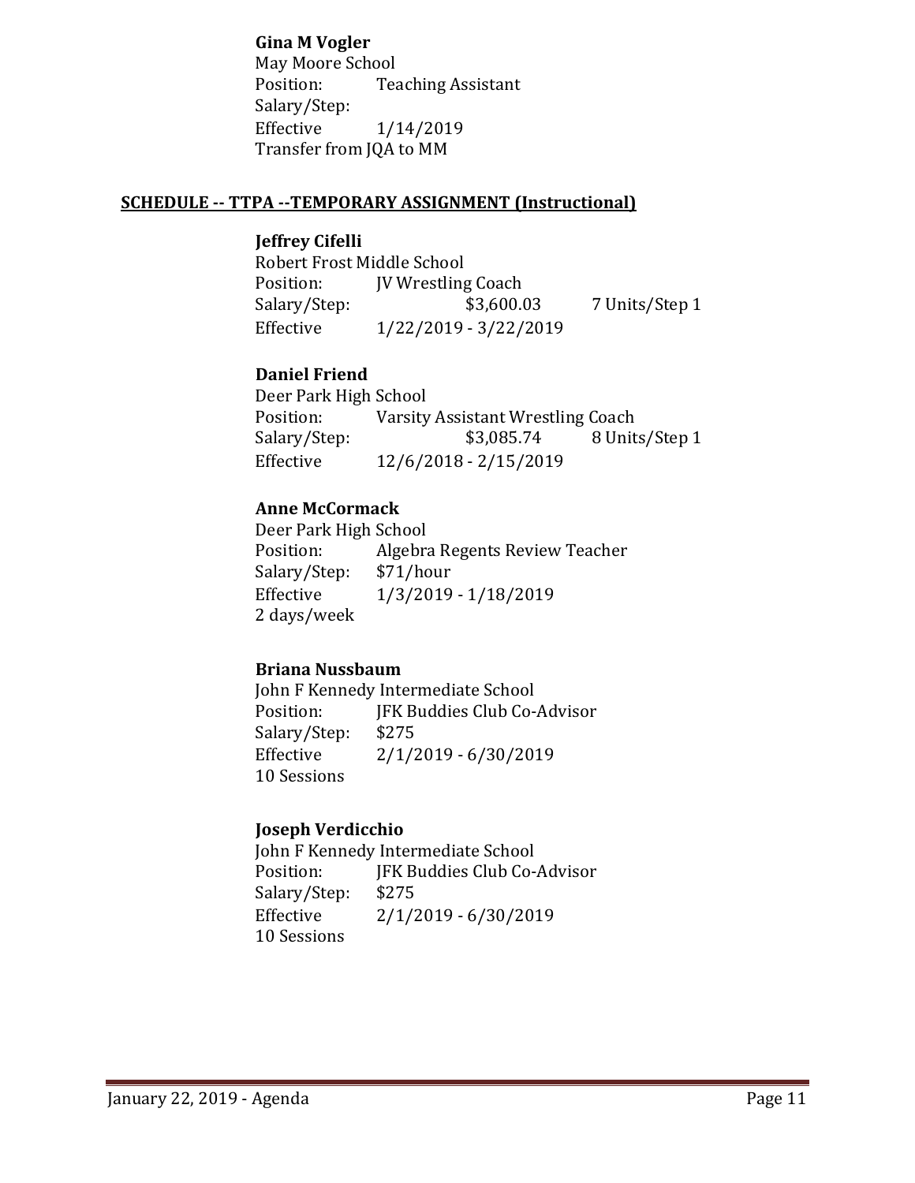**Gina M Vogler**
May Moore School
Position: Teaching Assistant
Salary/Step:
Effective 1/14/2019
Transfer from JQA to MM

## SCHEDULE -- TTPA --TEMPORARY ASSIGNMENT (Instructional)

**Jeffrey Cifelli**
Robert Frost Middle School
Position: JV Wrestling Coach
Salary/Step: $3,600.03 7 Units/Step 1
Effective 1/22/2019 - 3/22/2019

**Daniel Friend**
Deer Park High School
Position: Varsity Assistant Wrestling Coach
Salary/Step: $3,085.74 8 Units/Step 1
Effective 12/6/2018 - 2/15/2019

**Anne McCormack**
Deer Park High School
Position: Algebra Regents Review Teacher
Salary/Step: $71/hour
Effective 1/3/2019 - 1/18/2019
2 days/week

**Briana Nussbaum**
John F Kennedy Intermediate School
Position: JFK Buddies Club Co-Advisor
Salary/Step: $275
Effective 2/1/2019 - 6/30/2019
10 Sessions

**Joseph Verdicchio**
John F Kennedy Intermediate School
Position: JFK Buddies Club Co-Advisor
Salary/Step: $275
Effective 2/1/2019 - 6/30/2019
10 Sessions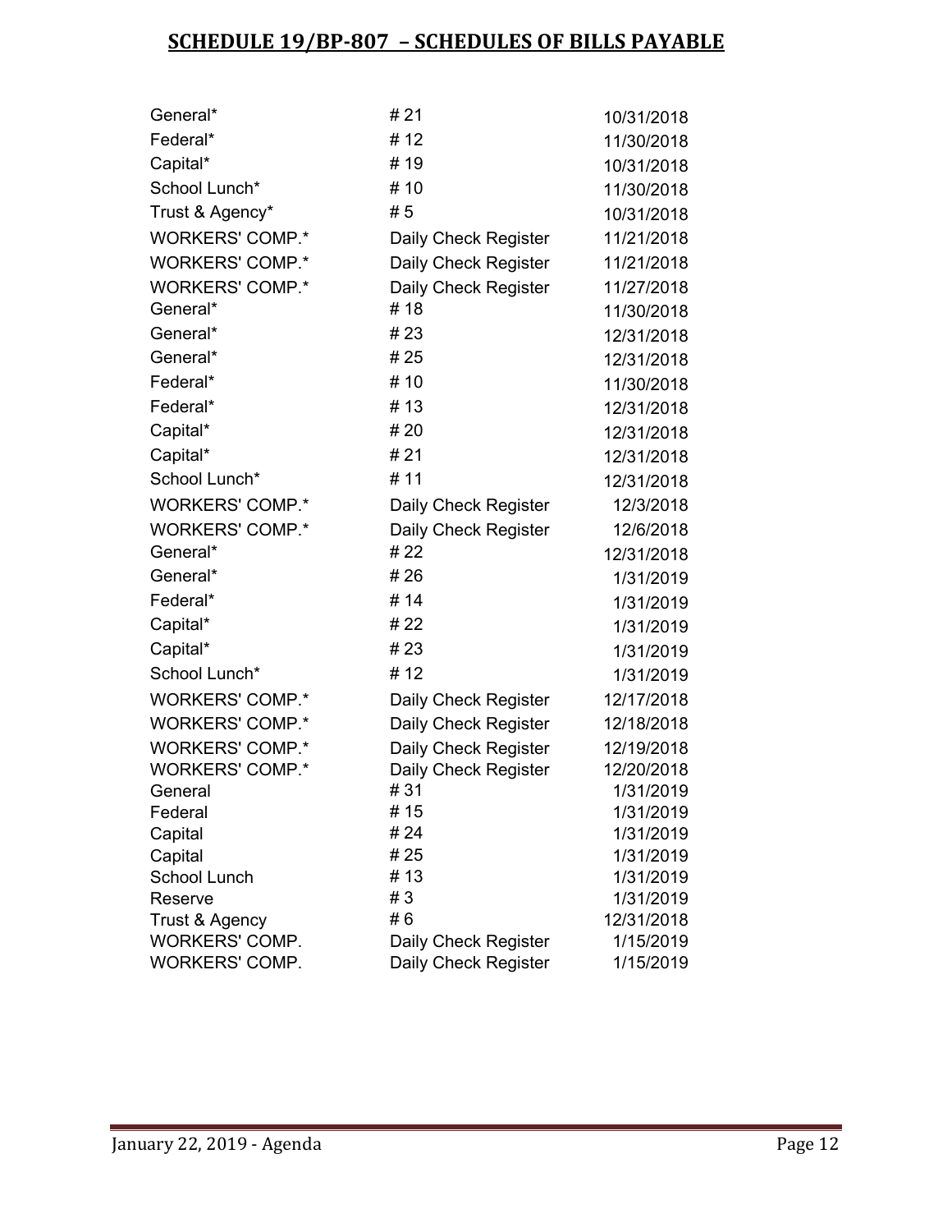## SCHEDULE 19/BP-807 – SCHEDULES OF BILLS PAYABLE

| | | |
|---|---|---|
| General* | # 21 | 10/31/2018 |
| Federal* | # 12 | 11/30/2018 |
| Capital* | # 19 | 10/31/2018 |
| School Lunch* | # 10 | 11/30/2018 |
| Trust & Agency* | # 5 | 10/31/2018 |
| WORKERS' COMP.* | Daily Check Register | 11/21/2018 |
| WORKERS' COMP.* | Daily Check Register | 11/21/2018 |
| WORKERS' COMP.* | Daily Check Register | 11/27/2018 |
| General* | # 18 | 11/30/2018 |
| General* | # 23 | 12/31/2018 |
| General* | # 25 | 12/31/2018 |
| Federal* | # 10 | 11/30/2018 |
| Federal* | # 13 | 12/31/2018 |
| Capital* | # 20 | 12/31/2018 |
| Capital* | # 21 | 12/31/2018 |
| School Lunch* | # 11 | 12/31/2018 |
| WORKERS' COMP.* | Daily Check Register | 12/3/2018 |
| WORKERS' COMP.* | Daily Check Register | 12/6/2018 |
| General* | # 22 | 12/31/2018 |
| General* | # 26 | 1/31/2019 |
| Federal* | # 14 | 1/31/2019 |
| Capital* | # 22 | 1/31/2019 |
| Capital* | # 23 | 1/31/2019 |
| School Lunch* | # 12 | 1/31/2019 |
| WORKERS' COMP.* | Daily Check Register | 12/17/2018 |
| WORKERS' COMP.* | Daily Check Register | 12/18/2018 |
| WORKERS' COMP.* | Daily Check Register | 12/19/2018 |
| WORKERS' COMP.* | Daily Check Register | 12/20/2018 |
| General | # 31 | 1/31/2019 |
| Federal | # 15 | 1/31/2019 |
| Capital | # 24 | 1/31/2019 |
| Capital | # 25 | 1/31/2019 |
| School Lunch | # 13 | 1/31/2019 |
| Reserve | # 3 | 1/31/2019 |
| Trust & Agency | # 6 | 12/31/2018 |
| WORKERS' COMP. | Daily Check Register | 1/15/2019 |
| WORKERS' COMP. | Daily Check Register | 1/15/2019 |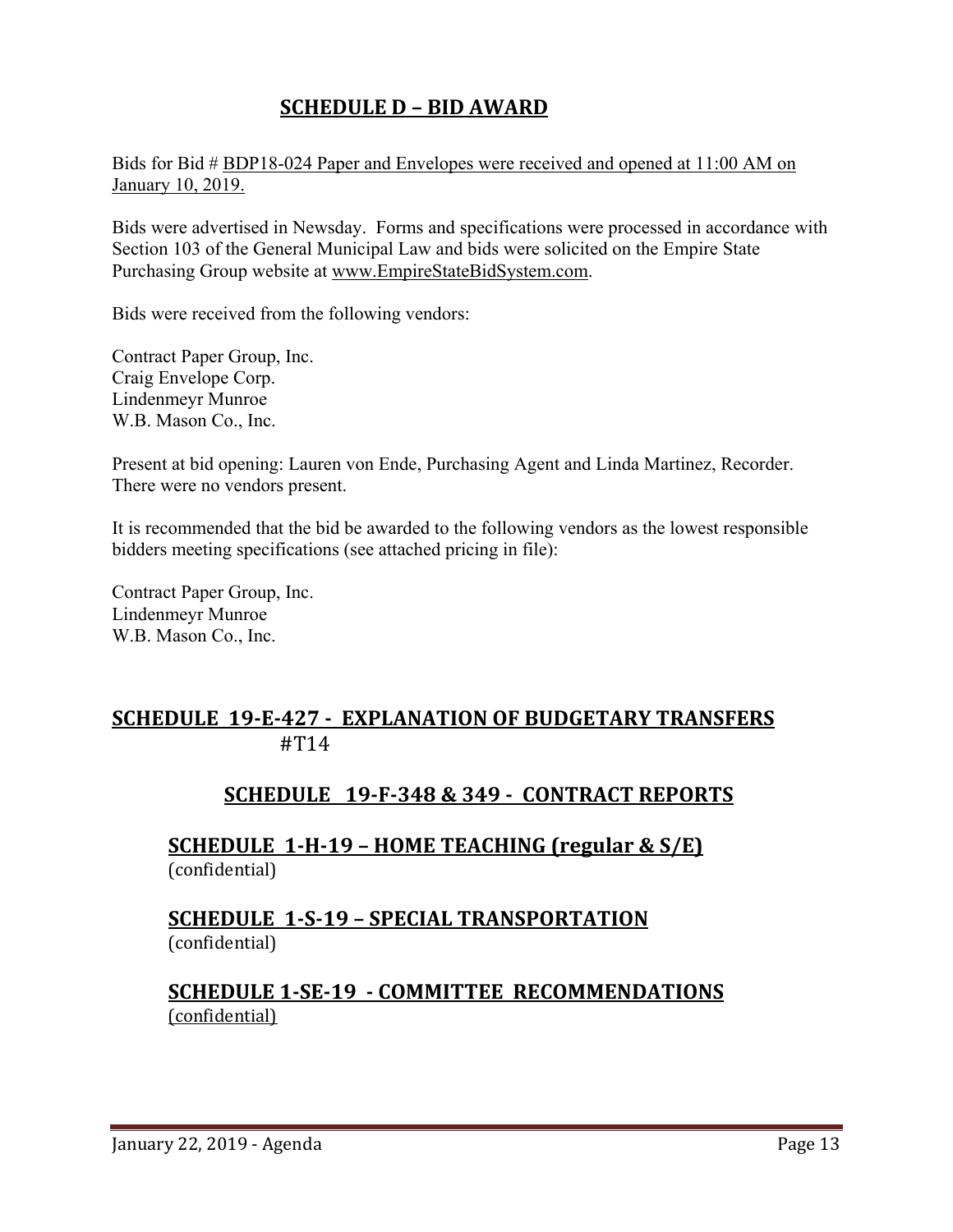## SCHEDULE D – BID AWARD

Bids for Bid # BDP18-024 Paper and Envelopes were received and opened at 11:00 AM on January 10, 2019.

Bids were advertised in Newsday. Forms and specifications were processed in accordance with Section 103 of the General Municipal Law and bids were solicited on the Empire State Purchasing Group website at www.EmpireStateBidSystem.com.

Bids were received from the following vendors:

Contract Paper Group, Inc.
Craig Envelope Corp.
Lindenmeyr Munroe
W.B. Mason Co., Inc.

Present at bid opening: Lauren von Ende, Purchasing Agent and Linda Martinez, Recorder. There were no vendors present.

It is recommended that the bid be awarded to the following vendors as the lowest responsible bidders meeting specifications (see attached pricing in file):

Contract Paper Group, Inc.
Lindenmeyr Munroe
W.B. Mason Co., Inc.

## SCHEDULE 19-E-427 - EXPLANATION OF BUDGETARY TRANSFERS #T14

## SCHEDULE 19-F-348 & 349 - CONTRACT REPORTS

### SCHEDULE 1-H-19 – HOME TEACHING (regular & S/E)

(confidential)

### SCHEDULE 1-S-19 – SPECIAL TRANSPORTATION

(confidential)

### SCHEDULE 1-SE-19 - COMMITTEE RECOMMENDATIONS

(confidential)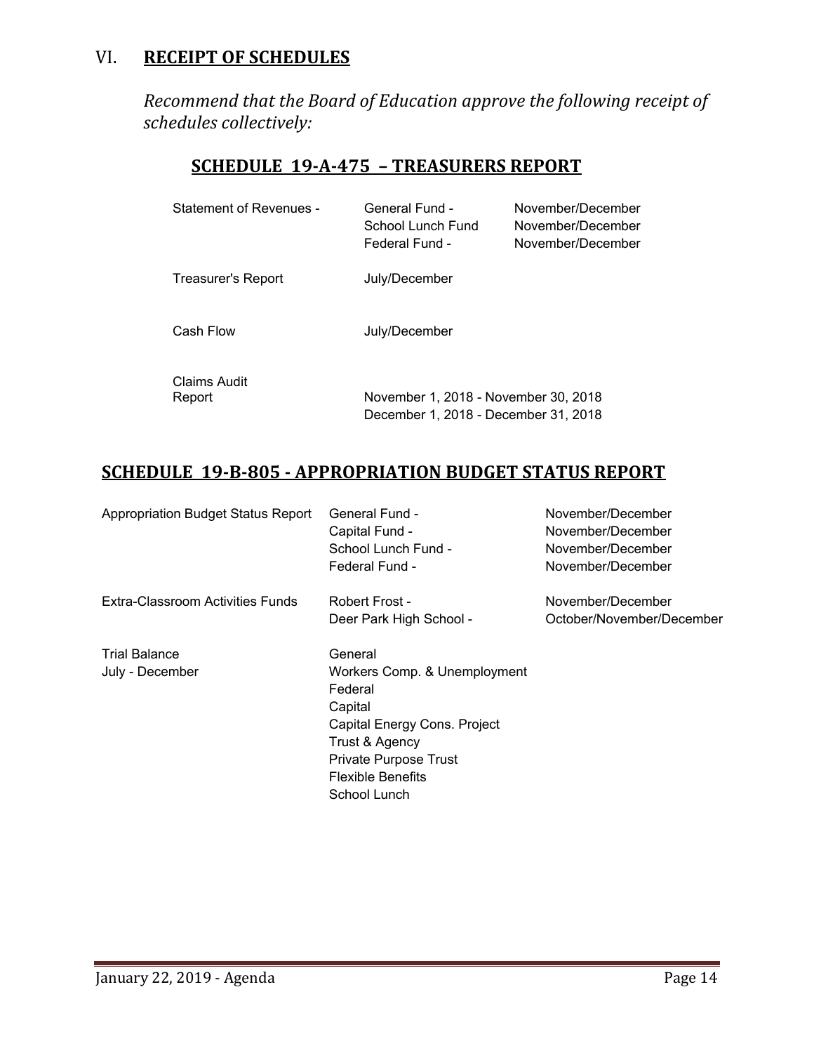## VI. RECEIPT OF SCHEDULES

*Recommend that the Board of Education approve the following receipt of schedules collectively:*

### SCHEDULE 19-A-475 – TREASURERS REPORT

| | | |
|---|---|---|
| Statement of Revenues - | General Fund - | November/December |
| | School Lunch Fund | November/December |
| | Federal Fund - | November/December |
| Treasurer's Report | July/December | |
| Cash Flow | July/December | |
| Claims Audit Report | November 1, 2018 - November 30, 2018 | |
| | December 1, 2018 - December 31, 2018 | |

### SCHEDULE 19-B-805 - APPROPRIATION BUDGET STATUS REPORT

| | | |
|---|---|---|
| Appropriation Budget Status Report | General Fund - | November/December |
| | Capital Fund - | November/December |
| | School Lunch Fund - | November/December |
| | Federal Fund - | November/December |
| Extra-Classroom Activities Funds | Robert Frost - | November/December |
| | Deer Park High School - | October/November/December |
| Trial Balance | General | |
| July - December | Workers Comp. & Unemployment | |
| | Federal | |
| | Capital | |
| | Capital Energy Cons. Project | |
| | Trust & Agency | |
| | Private Purpose Trust | |
| | Flexible Benefits | |
| | School Lunch | |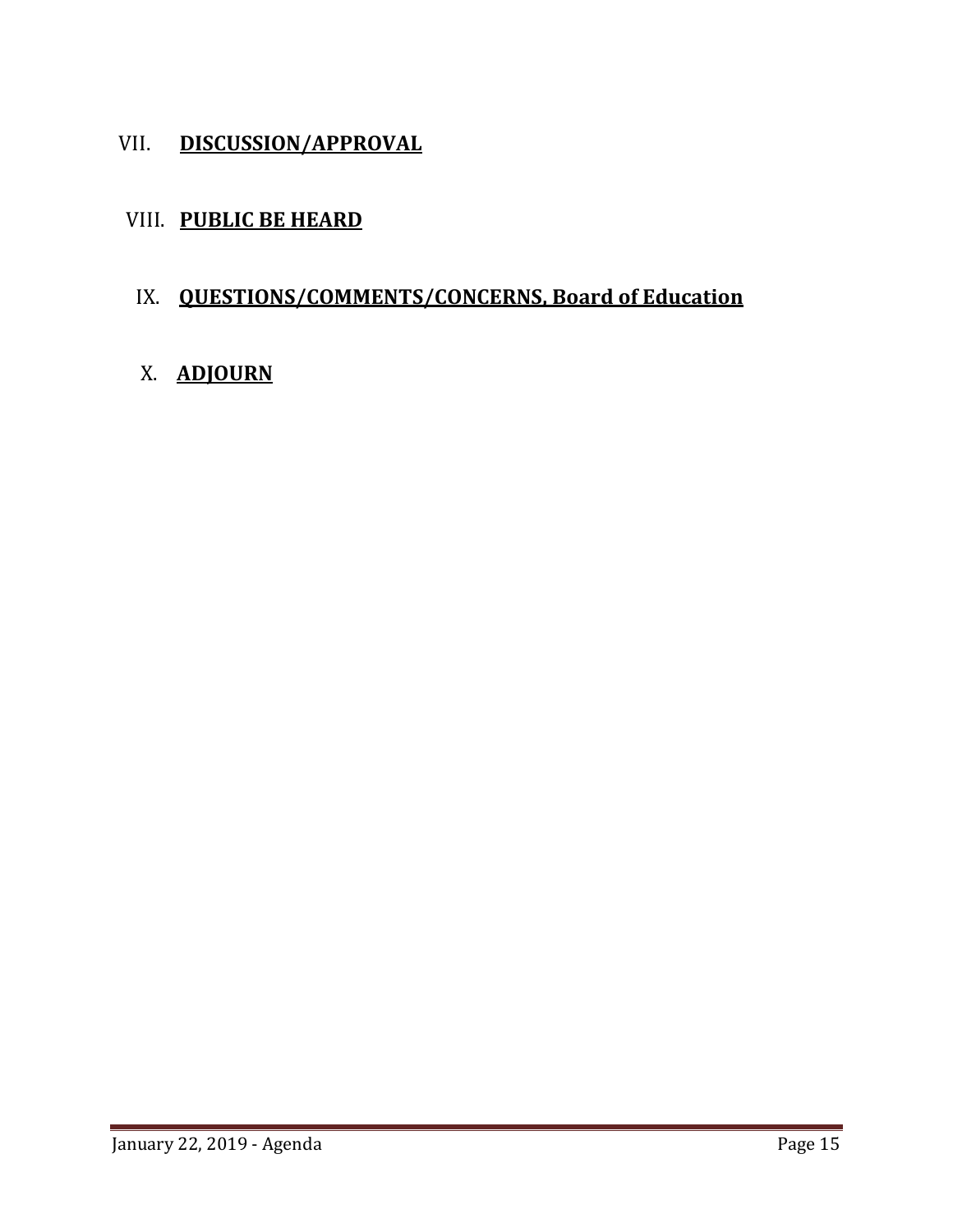VII. **DISCUSSION/APPROVAL**

VIII. **PUBLIC BE HEARD**

IX. **QUESTIONS/COMMENTS/CONCERNS, Board of Education**

X. **ADJOURN**